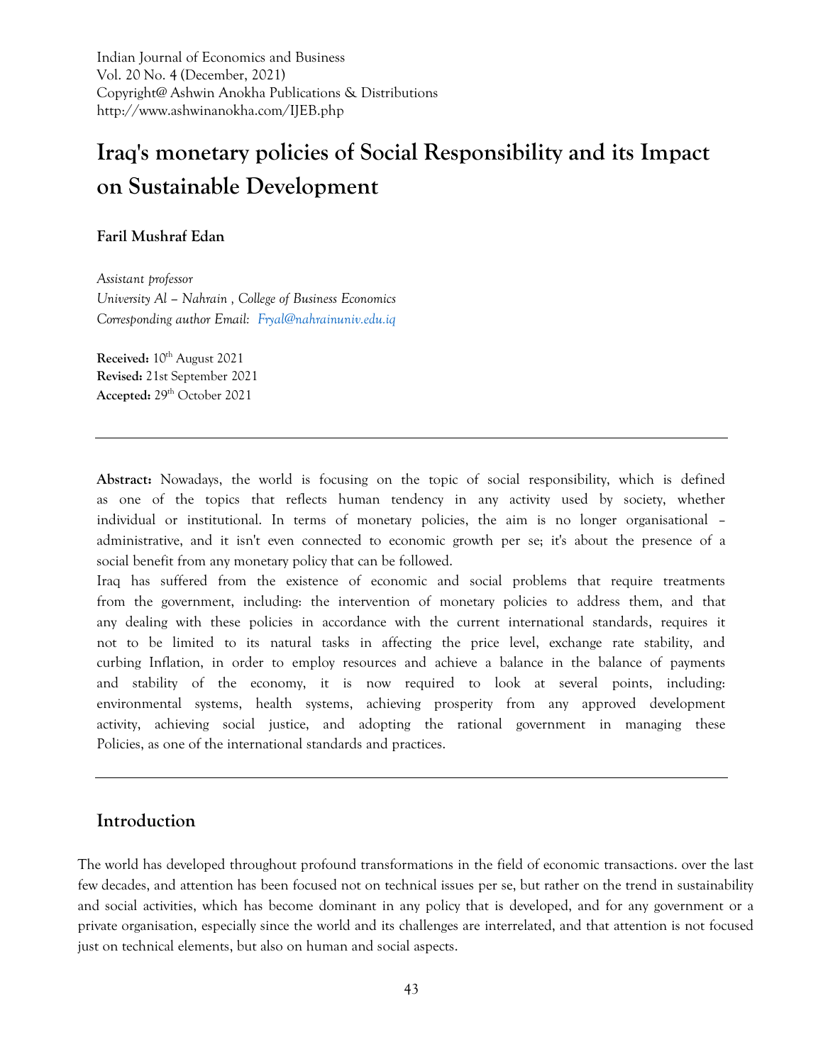Indian Journal of Economics and Business
Vol. 20 No. 4 (December, 2021)
Copyright@ Ashwin Anokha Publications & Distributions
http://www.ashwinanokha.com/IJEB.php

# Iraq's monetary policies of Social Responsibility and its Impact on Sustainable Development

**Faril Mushraf Edan**

*Assistant professor*
*University Al – Nahrain , College of Business Economics*
*Corresponding author Email: Fryal@nahrainuniv.edu.iq*

**Received:** 10th August 2021
**Revised:** 21st September 2021
**Accepted:** 29th October 2021

---

**Abstract:** Nowadays, the world is focusing on the topic of social responsibility, which is defined as one of the topics that reflects human tendency in any activity used by society, whether individual or institutional. In terms of monetary policies, the aim is no longer organisational – administrative, and it isn't even connected to economic growth per se; it's about the presence of a social benefit from any monetary policy that can be followed.

Iraq has suffered from the existence of economic and social problems that require treatments from the government, including: the intervention of monetary policies to address them, and that any dealing with these policies in accordance with the current international standards, requires it not to be limited to its natural tasks in affecting the price level, exchange rate stability, and curbing Inflation, in order to employ resources and achieve a balance in the balance of payments and stability of the economy, it is now required to look at several points, including: environmental systems, health systems, achieving prosperity from any approved development activity, achieving social justice, and adopting the rational government in managing these Policies, as one of the international standards and practices.

---

## Introduction

The world has developed throughout profound transformations in the field of economic transactions. over the last few decades, and attention has been focused not on technical issues per se, but rather on the trend in sustainability and social activities, which has become dominant in any policy that is developed, and for any government or a private organisation, especially since the world and its challenges are interrelated, and that attention is not focused just on technical elements, but also on human and social aspects.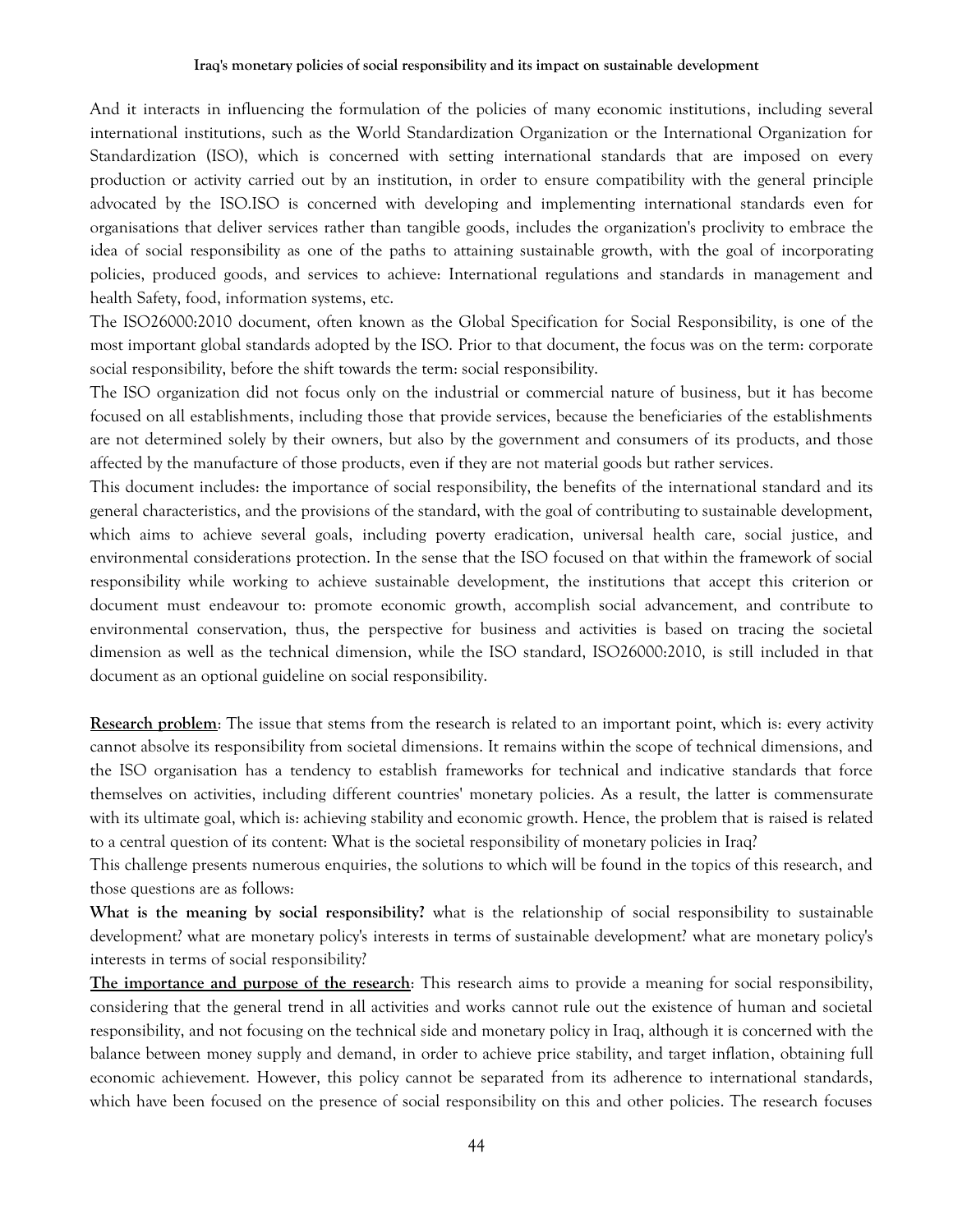And it interacts in influencing the formulation of the policies of many economic institutions, including several international institutions, such as the World Standardization Organization or the International Organization for Standardization (ISO), which is concerned with setting international standards that are imposed on every production or activity carried out by an institution, in order to ensure compatibility with the general principle advocated by the ISO.ISO is concerned with developing and implementing international standards even for organisations that deliver services rather than tangible goods, includes the organization's proclivity to embrace the idea of social responsibility as one of the paths to attaining sustainable growth, with the goal of incorporating policies, produced goods, and services to achieve: International regulations and standards in management and health Safety, food, information systems, etc.

The ISO26000:2010 document, often known as the Global Specification for Social Responsibility, is one of the most important global standards adopted by the ISO. Prior to that document, the focus was on the term: corporate social responsibility, before the shift towards the term: social responsibility.

The ISO organization did not focus only on the industrial or commercial nature of business, but it has become focused on all establishments, including those that provide services, because the beneficiaries of the establishments are not determined solely by their owners, but also by the government and consumers of its products, and those affected by the manufacture of those products, even if they are not material goods but rather services.

This document includes: the importance of social responsibility, the benefits of the international standard and its general characteristics, and the provisions of the standard, with the goal of contributing to sustainable development, which aims to achieve several goals, including poverty eradication, universal health care, social justice, and environmental considerations protection. In the sense that the ISO focused on that within the framework of social responsibility while working to achieve sustainable development, the institutions that accept this criterion or document must endeavour to: promote economic growth, accomplish social advancement, and contribute to environmental conservation, thus, the perspective for business and activities is based on tracing the societal dimension as well as the technical dimension, while the ISO standard, ISO26000:2010, is still included in that document as an optional guideline on social responsibility.

**Research problem**: The issue that stems from the research is related to an important point, which is: every activity cannot absolve its responsibility from societal dimensions. It remains within the scope of technical dimensions, and the ISO organisation has a tendency to establish frameworks for technical and indicative standards that force themselves on activities, including different countries' monetary policies. As a result, the latter is commensurate with its ultimate goal, which is: achieving stability and economic growth. Hence, the problem that is raised is related to a central question of its content: What is the societal responsibility of monetary policies in Iraq?

This challenge presents numerous enquiries, the solutions to which will be found in the topics of this research, and those questions are as follows:

**What is the meaning by social responsibility?** what is the relationship of social responsibility to sustainable development? what are monetary policy's interests in terms of sustainable development? what are monetary policy's interests in terms of social responsibility?

**The importance and purpose of the research**: This research aims to provide a meaning for social responsibility, considering that the general trend in all activities and works cannot rule out the existence of human and societal responsibility, and not focusing on the technical side and monetary policy in Iraq, although it is concerned with the balance between money supply and demand, in order to achieve price stability, and target inflation, obtaining full economic achievement. However, this policy cannot be separated from its adherence to international standards, which have been focused on the presence of social responsibility on this and other policies. The research focuses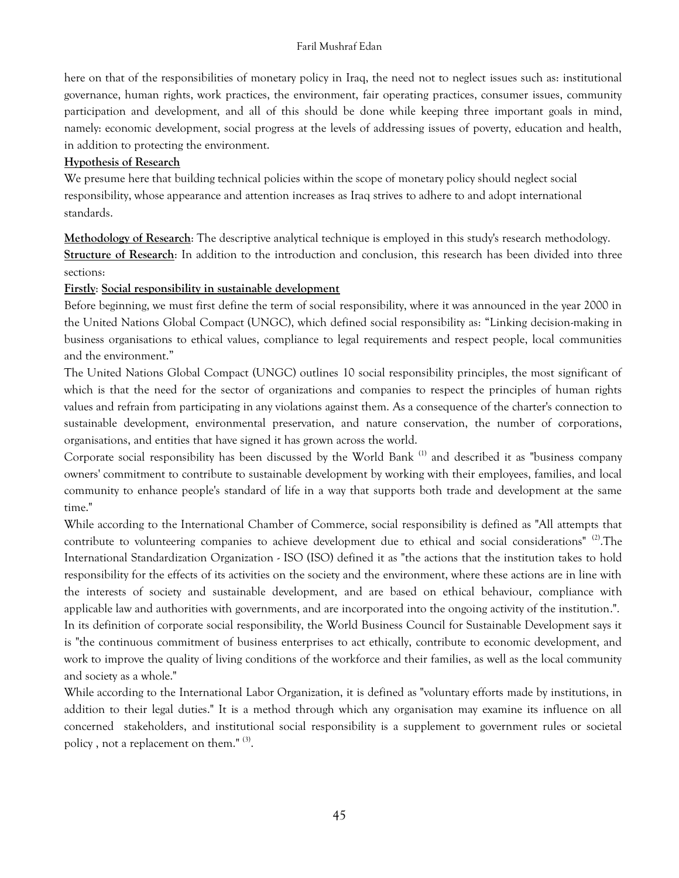here on that of the responsibilities of monetary policy in Iraq, the need not to neglect issues such as: institutional governance, human rights, work practices, the environment, fair operating practices, consumer issues, community participation and development, and all of this should be done while keeping three important goals in mind, namely: economic development, social progress at the levels of addressing issues of poverty, education and health, in addition to protecting the environment.

**Hypothesis of Research**

We presume here that building technical policies within the scope of monetary policy should neglect social responsibility, whose appearance and attention increases as Iraq strives to adhere to and adopt international standards.

**Methodology of Research**: The descriptive analytical technique is employed in this study's research methodology.

**Structure of Research**: In addition to the introduction and conclusion, this research has been divided into three sections:

**Firstly**: **Social responsibility in sustainable development**

Before beginning, we must first define the term of social responsibility, where it was announced in the year 2000 in the United Nations Global Compact (UNGC), which defined social responsibility as: "Linking decision-making in business organisations to ethical values, compliance to legal requirements and respect people, local communities and the environment."

The United Nations Global Compact (UNGC) outlines 10 social responsibility principles, the most significant of which is that the need for the sector of organizations and companies to respect the principles of human rights values and refrain from participating in any violations against them. As a consequence of the charter's connection to sustainable development, environmental preservation, and nature conservation, the number of corporations, organisations, and entities that have signed it has grown across the world.

Corporate social responsibility has been discussed by the World Bank [(1)] and described it as "business company owners' commitment to contribute to sustainable development by working with their employees, families, and local community to enhance people's standard of life in a way that supports both trade and development at the same time."

While according to the International Chamber of Commerce, social responsibility is defined as "All attempts that contribute to volunteering companies to achieve development due to ethical and social considerations" [(2)].The International Standardization Organization - ISO (ISO) defined it as "the actions that the institution takes to hold responsibility for the effects of its activities on the society and the environment, where these actions are in line with the interests of society and sustainable development, and are based on ethical behaviour, compliance with applicable law and authorities with governments, and are incorporated into the ongoing activity of the institution.".

In its definition of corporate social responsibility, the World Business Council for Sustainable Development says it is "the continuous commitment of business enterprises to act ethically, contribute to economic development, and work to improve the quality of living conditions of the workforce and their families, as well as the local community and society as a whole."

While according to the International Labor Organization, it is defined as "voluntary efforts made by institutions, in addition to their legal duties." It is a method through which any organisation may examine its influence on all concerned stakeholders, and institutional social responsibility is a supplement to government rules or societal policy , not a replacement on them." [(3)].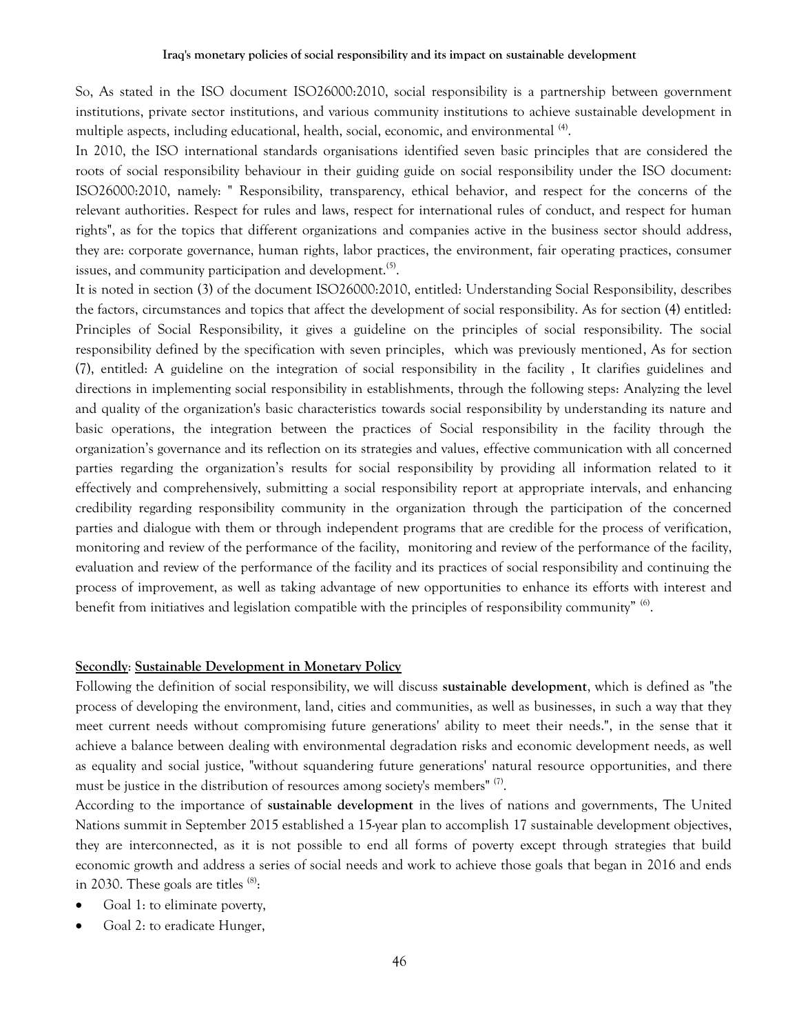So, As stated in the ISO document ISO26000:2010, social responsibility is a partnership between government institutions, private sector institutions, and various community institutions to achieve sustainable development in multiple aspects, including educational, health, social, economic, and environmental [(4)].

In 2010, the ISO international standards organisations identified seven basic principles that are considered the roots of social responsibility behaviour in their guiding guide on social responsibility under the ISO document: ISO26000:2010, namely: " Responsibility, transparency, ethical behavior, and respect for the concerns of the relevant authorities. Respect for rules and laws, respect for international rules of conduct, and respect for human rights", as for the topics that different organizations and companies active in the business sector should address, they are: corporate governance, human rights, labor practices, the environment, fair operating practices, consumer issues, and community participation and development.[(5)].

It is noted in section (3) of the document ISO26000:2010, entitled: Understanding Social Responsibility, describes the factors, circumstances and topics that affect the development of social responsibility. As for section (4) entitled: Principles of Social Responsibility, it gives a guideline on the principles of social responsibility. The social responsibility defined by the specification with seven principles, which was previously mentioned, As for section (7), entitled: A guideline on the integration of social responsibility in the facility , It clarifies guidelines and directions in implementing social responsibility in establishments, through the following steps: Analyzing the level and quality of the organization's basic characteristics towards social responsibility by understanding its nature and basic operations, the integration between the practices of Social responsibility in the facility through the organization's governance and its reflection on its strategies and values, effective communication with all concerned parties regarding the organization's results for social responsibility by providing all information related to it effectively and comprehensively, submitting a social responsibility report at appropriate intervals, and enhancing credibility regarding responsibility community in the organization through the participation of the concerned parties and dialogue with them or through independent programs that are credible for the process of verification, monitoring and review of the performance of the facility, monitoring and review of the performance of the facility, evaluation and review of the performance of the facility and its practices of social responsibility and continuing the process of improvement, as well as taking advantage of new opportunities to enhance its efforts with interest and benefit from initiatives and legislation compatible with the principles of responsibility community" [(6)].

**Secondly**: **Sustainable Development in Monetary Policy**

Following the definition of social responsibility, we will discuss **sustainable development**, which is defined as "the process of developing the environment, land, cities and communities, as well as businesses, in such a way that they meet current needs without compromising future generations' ability to meet their needs.", in the sense that it achieve a balance between dealing with environmental degradation risks and economic development needs, as well as equality and social justice, "without squandering future generations' natural resource opportunities, and there must be justice in the distribution of resources among society's members" [(7)].

According to the importance of **sustainable development** in the lives of nations and governments, The United Nations summit in September 2015 established a 15-year plan to accomplish 17 sustainable development objectives, they are interconnected, as it is not possible to end all forms of poverty except through strategies that build economic growth and address a series of social needs and work to achieve those goals that began in 2016 and ends in 2030. These goals are titles [(8)]:

- Goal 1: to eliminate poverty,
- Goal 2: to eradicate Hunger,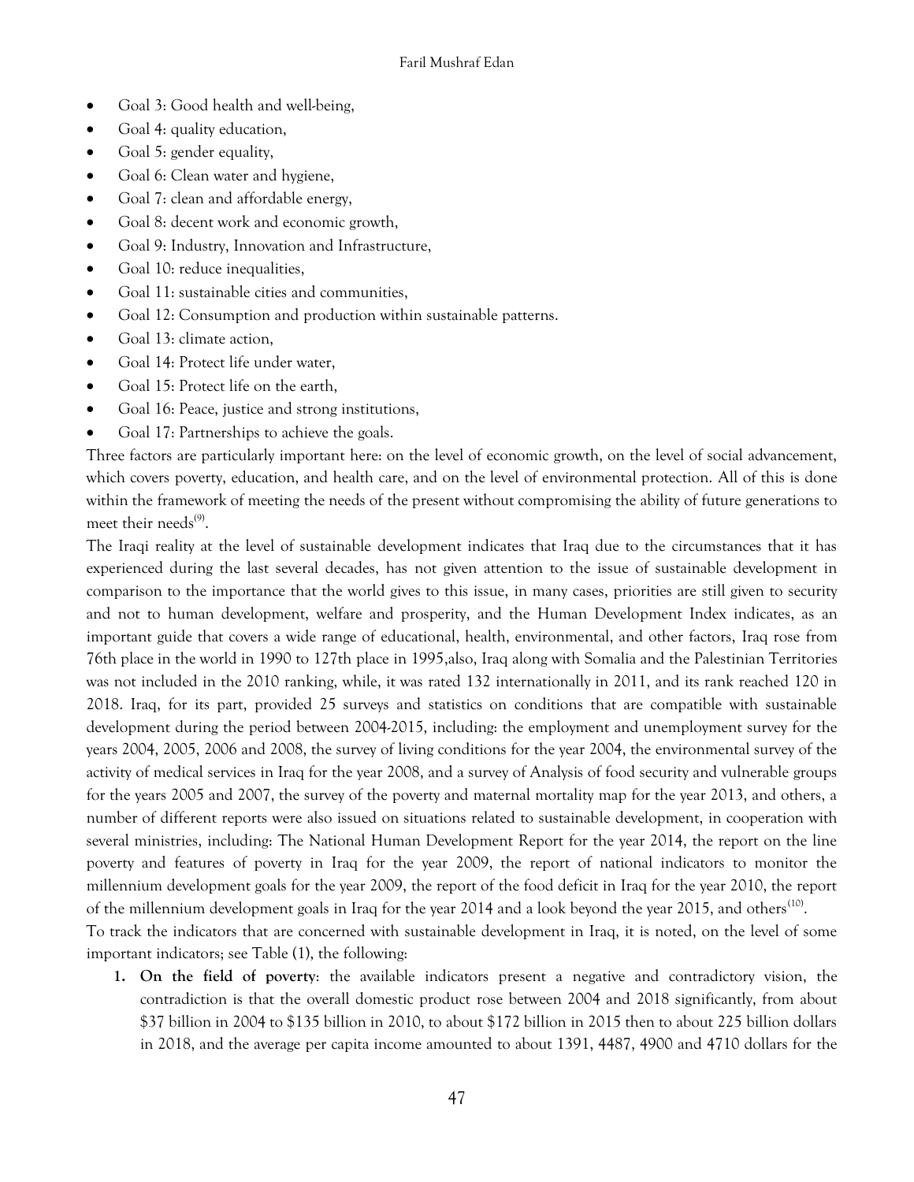- Goal 3: Good health and well-being,
- Goal 4: quality education,
- Goal 5: gender equality,
- Goal 6: Clean water and hygiene,
- Goal 7: clean and affordable energy,
- Goal 8: decent work and economic growth,
- Goal 9: Industry, Innovation and Infrastructure,
- Goal 10: reduce inequalities,
- Goal 11: sustainable cities and communities,
- Goal 12: Consumption and production within sustainable patterns.
- Goal 13: climate action,
- Goal 14: Protect life under water,
- Goal 15: Protect life on the earth,
- Goal 16: Peace, justice and strong institutions,
- Goal 17: Partnerships to achieve the goals.

Three factors are particularly important here: on the level of economic growth, on the level of social advancement, which covers poverty, education, and health care, and on the level of environmental protection. All of this is done within the framework of meeting the needs of the present without compromising the ability of future generations to meet their needs[9].

The Iraqi reality at the level of sustainable development indicates that Iraq due to the circumstances that it has experienced during the last several decades, has not given attention to the issue of sustainable development in comparison to the importance that the world gives to this issue, in many cases, priorities are still given to security and not to human development, welfare and prosperity, and the Human Development Index indicates, as an important guide that covers a wide range of educational, health, environmental, and other factors, Iraq rose from 76th place in the world in 1990 to 127th place in 1995,also, Iraq along with Somalia and the Palestinian Territories was not included in the 2010 ranking, while, it was rated 132 internationally in 2011, and its rank reached 120 in 2018. Iraq, for its part, provided 25 surveys and statistics on conditions that are compatible with sustainable development during the period between 2004-2015, including: the employment and unemployment survey for the years 2004, 2005, 2006 and 2008, the survey of living conditions for the year 2004, the environmental survey of the activity of medical services in Iraq for the year 2008, and a survey of Analysis of food security and vulnerable groups for the years 2005 and 2007, the survey of the poverty and maternal mortality map for the year 2013, and others, a number of different reports were also issued on situations related to sustainable development, in cooperation with several ministries, including: The National Human Development Report for the year 2014, the report on the line poverty and features of poverty in Iraq for the year 2009, the report of national indicators to monitor the millennium development goals for the year 2009, the report of the food deficit in Iraq for the year 2010, the report of the millennium development goals in Iraq for the year 2014 and a look beyond the year 2015, and others[10].

To track the indicators that are concerned with sustainable development in Iraq, it is noted, on the level of some important indicators; see Table (1), the following:

1. **On the field of poverty**: the available indicators present a negative and contradictory vision, the contradiction is that the overall domestic product rose between 2004 and 2018 significantly, from about $37 billion in 2004 to $135 billion in 2010, to about $172 billion in 2015 then to about 225 billion dollars in 2018, and the average per capita income amounted to about 1391, 4487, 4900 and 4710 dollars for the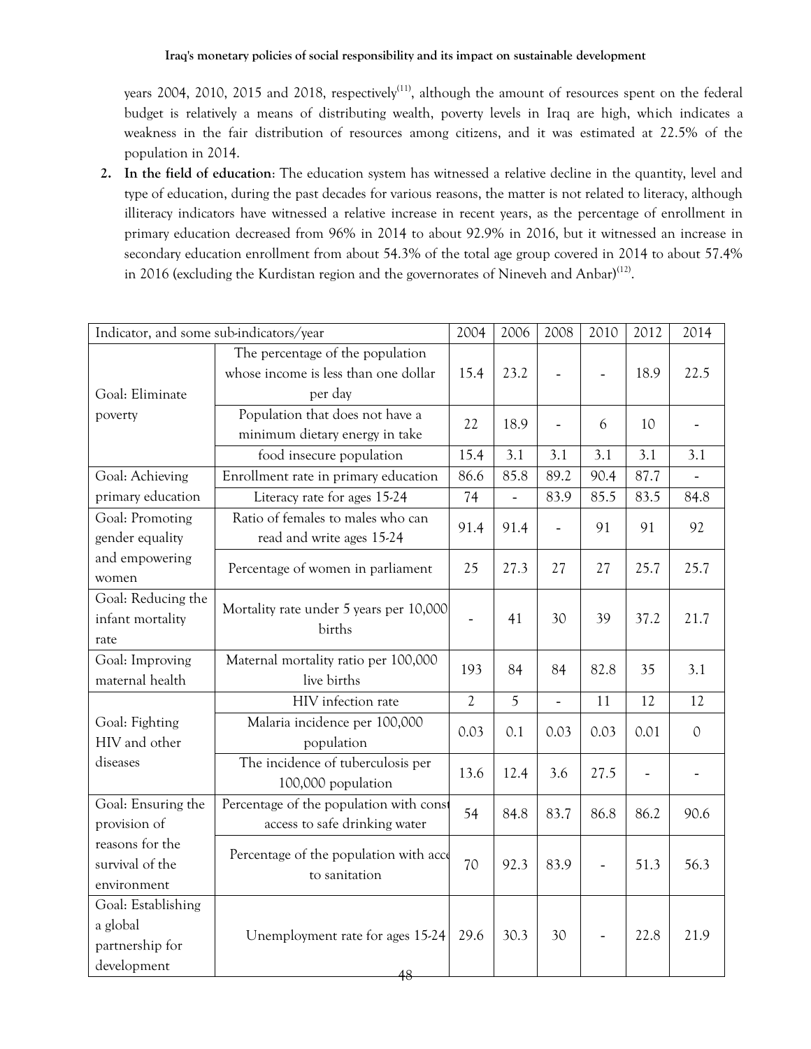years 2004, 2010, 2015 and 2018, respectively[11], although the amount of resources spent on the federal budget is relatively a means of distributing wealth, poverty levels in Iraq are high, which indicates a weakness in the fair distribution of resources among citizens, and it was estimated at 22.5% of the population in 2014.

2. **In the field of education**: The education system has witnessed a relative decline in the quantity, level and type of education, during the past decades for various reasons, the matter is not related to literacy, although illiteracy indicators have witnessed a relative increase in recent years, as the percentage of enrollment in primary education decreased from 96% in 2014 to about 92.9% in 2016, but it witnessed an increase in secondary education enrollment from about 54.3% of the total age group covered in 2014 to about 57.4% in 2016 (excluding the Kurdistan region and the governorates of Nineveh and Anbar)[12].

| Indicator, and some sub-indicators/year | | 2004 | 2006 | 2008 | 2010 | 2012 | 2014 |
|---|---|---|---|---|---|---|---|
| Goal: Eliminate poverty | The percentage of the population whose income is less than one dollar per day | 15.4 | 23.2 | - | - | 18.9 | 22.5 |
| | Population that does not have a minimum dietary energy in take | 22 | 18.9 | - | 6 | 10 | - |
| | food insecure population | 15.4 | 3.1 | 3.1 | 3.1 | 3.1 | 3.1 |
| Goal: Achieving primary education | Enrollment rate in primary education | 86.6 | 85.8 | 89.2 | 90.4 | 87.7 | - |
| | Literacy rate for ages 15-24 | 74 | - | 83.9 | 85.5 | 83.5 | 84.8 |
| Goal: Promoting gender equality and empowering women | Ratio of females to males who can read and write ages 15-24 | 91.4 | 91.4 | - | 91 | 91 | 92 |
| | Percentage of women in parliament | 25 | 27.3 | 27 | 27 | 25.7 | 25.7 |
| Goal: Reducing the infant mortality rate | Mortality rate under 5 years per 10,000 births | - | 41 | 30 | 39 | 37.2 | 21.7 |
| Goal: Improving maternal health | Maternal mortality ratio per 100,000 live births | 193 | 84 | 84 | 82.8 | 35 | 3.1 |
| Goal: Fighting HIV and other diseases | HIV infection rate | 2 | 5 | - | 11 | 12 | 12 |
| | Malaria incidence per 100,000 population | 0.03 | 0.1 | 0.03 | 0.03 | 0.01 | 0 |
| | The incidence of tuberculosis per 100,000 population | 13.6 | 12.4 | 3.6 | 27.5 | - | - |
| Goal: Ensuring the provision of reasons for the survival of the environment | Percentage of the population with const access to safe drinking water | 54 | 84.8 | 83.7 | 86.8 | 86.2 | 90.6 |
| | Percentage of the population with acce to sanitation | 70 | 92.3 | 83.9 | - | 51.3 | 56.3 |
| Goal: Establishing a global partnership for development | Unemployment rate for ages 15-24 | 29.6 | 30.3 | 30 | - | 22.8 | 21.9 |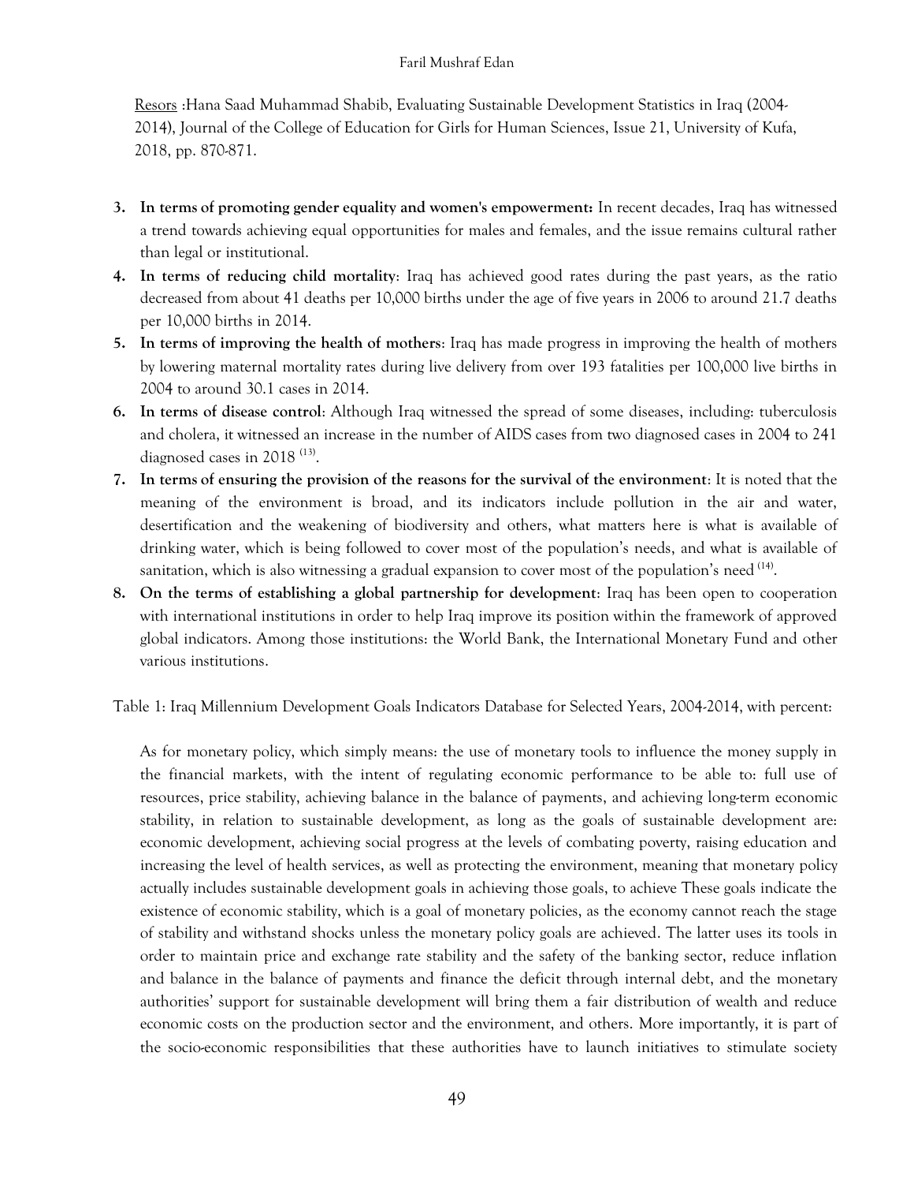Resors :Hana Saad Muhammad Shabib, Evaluating Sustainable Development Statistics in Iraq (2004-2014), Journal of the College of Education for Girls for Human Sciences, Issue 21, University of Kufa, 2018, pp. 870-871.

3. **In terms of promoting gender equality and women's empowerment:** In recent decades, Iraq has witnessed a trend towards achieving equal opportunities for males and females, and the issue remains cultural rather than legal or institutional.
4. **In terms of reducing child mortality**: Iraq has achieved good rates during the past years, as the ratio decreased from about 41 deaths per 10,000 births under the age of five years in 2006 to around 21.7 deaths per 10,000 births in 2014.
5. **In terms of improving the health of mothers**: Iraq has made progress in improving the health of mothers by lowering maternal mortality rates during live delivery from over 193 fatalities per 100,000 live births in 2004 to around 30.1 cases in 2014.
6. **In terms of disease control**: Although Iraq witnessed the spread of some diseases, including: tuberculosis and cholera, it witnessed an increase in the number of AIDS cases from two diagnosed cases in 2004 to 241 diagnosed cases in 2018 [13].
7. **In terms of ensuring the provision of the reasons for the survival of the environment**: It is noted that the meaning of the environment is broad, and its indicators include pollution in the air and water, desertification and the weakening of biodiversity and others, what matters here is what is available of drinking water, which is being followed to cover most of the population's needs, and what is available of sanitation, which is also witnessing a gradual expansion to cover most of the population's need [14].
8. **On the terms of establishing a global partnership for development**: Iraq has been open to cooperation with international institutions in order to help Iraq improve its position within the framework of approved global indicators. Among those institutions: the World Bank, the International Monetary Fund and other various institutions.

Table 1: Iraq Millennium Development Goals Indicators Database for Selected Years, 2004-2014, with percent:

As for monetary policy, which simply means: the use of monetary tools to influence the money supply in the financial markets, with the intent of regulating economic performance to be able to: full use of resources, price stability, achieving balance in the balance of payments, and achieving long-term economic stability, in relation to sustainable development, as long as the goals of sustainable development are: economic development, achieving social progress at the levels of combating poverty, raising education and increasing the level of health services, as well as protecting the environment, meaning that monetary policy actually includes sustainable development goals in achieving those goals, to achieve These goals indicate the existence of economic stability, which is a goal of monetary policies, as the economy cannot reach the stage of stability and withstand shocks unless the monetary policy goals are achieved. The latter uses its tools in order to maintain price and exchange rate stability and the safety of the banking sector, reduce inflation and balance in the balance of payments and finance the deficit through internal debt, and the monetary authorities' support for sustainable development will bring them a fair distribution of wealth and reduce economic costs on the production sector and the environment, and others. More importantly, it is part of the socio-economic responsibilities that these authorities have to launch initiatives to stimulate society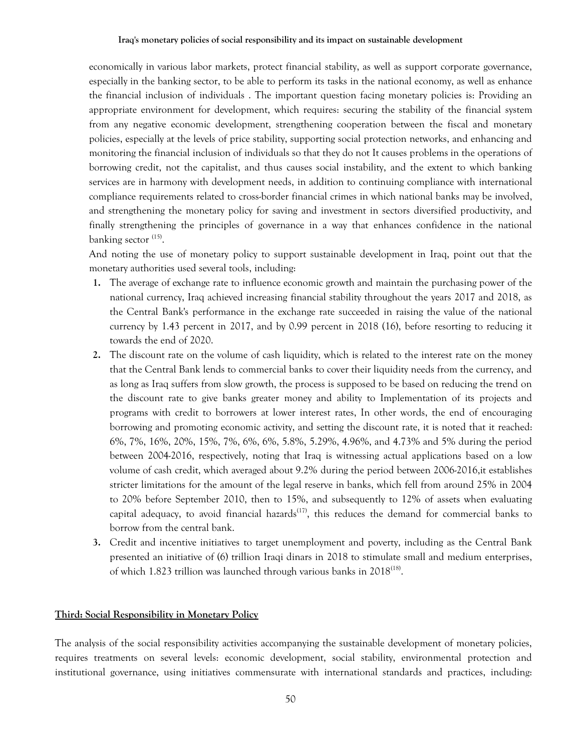economically in various labor markets, protect financial stability, as well as support corporate governance, especially in the banking sector, to be able to perform its tasks in the national economy, as well as enhance the financial inclusion of individuals . The important question facing monetary policies is: Providing an appropriate environment for development, which requires: securing the stability of the financial system from any negative economic development, strengthening cooperation between the fiscal and monetary policies, especially at the levels of price stability, supporting social protection networks, and enhancing and monitoring the financial inclusion of individuals so that they do not It causes problems in the operations of borrowing credit, not the capitalist, and thus causes social instability, and the extent to which banking services are in harmony with development needs, in addition to continuing compliance with international compliance requirements related to cross-border financial crimes in which national banks may be involved, and strengthening the monetary policy for saving and investment in sectors diversified productivity, and finally strengthening the principles of governance in a way that enhances confidence in the national banking sector [(15)].

And noting the use of monetary policy to support sustainable development in Iraq, point out that the monetary authorities used several tools, including:

1. The average of exchange rate to influence economic growth and maintain the purchasing power of the national currency, Iraq achieved increasing financial stability throughout the years 2017 and 2018, as the Central Bank's performance in the exchange rate succeeded in raising the value of the national currency by 1.43 percent in 2017, and by 0.99 percent in 2018 (16), before resorting to reducing it towards the end of 2020.
2. The discount rate on the volume of cash liquidity, which is related to the interest rate on the money that the Central Bank lends to commercial banks to cover their liquidity needs from the currency, and as long as Iraq suffers from slow growth, the process is supposed to be based on reducing the trend on the discount rate to give banks greater money and ability to Implementation of its projects and programs with credit to borrowers at lower interest rates, In other words, the end of encouraging borrowing and promoting economic activity, and setting the discount rate, it is noted that it reached: 6%, 7%, 16%, 20%, 15%, 7%, 6%, 6%, 5.8%, 5.29%, 4.96%, and 4.73% and 5% during the period between 2004-2016, respectively, noting that Iraq is witnessing actual applications based on a low volume of cash credit, which averaged about 9.2% during the period between 2006-2016,it establishes stricter limitations for the amount of the legal reserve in banks, which fell from around 25% in 2004 to 20% before September 2010, then to 15%, and subsequently to 12% of assets when evaluating capital adequacy, to avoid financial hazards[(17)], this reduces the demand for commercial banks to borrow from the central bank.
3. Credit and incentive initiatives to target unemployment and poverty, including as the Central Bank presented an initiative of (6) trillion Iraqi dinars in 2018 to stimulate small and medium enterprises, of which 1.823 trillion was launched through various banks in 2018[(18)].

**Third: Social Responsibility in Monetary Policy**

The analysis of the social responsibility activities accompanying the sustainable development of monetary policies, requires treatments on several levels: economic development, social stability, environmental protection and institutional governance, using initiatives commensurate with international standards and practices, including: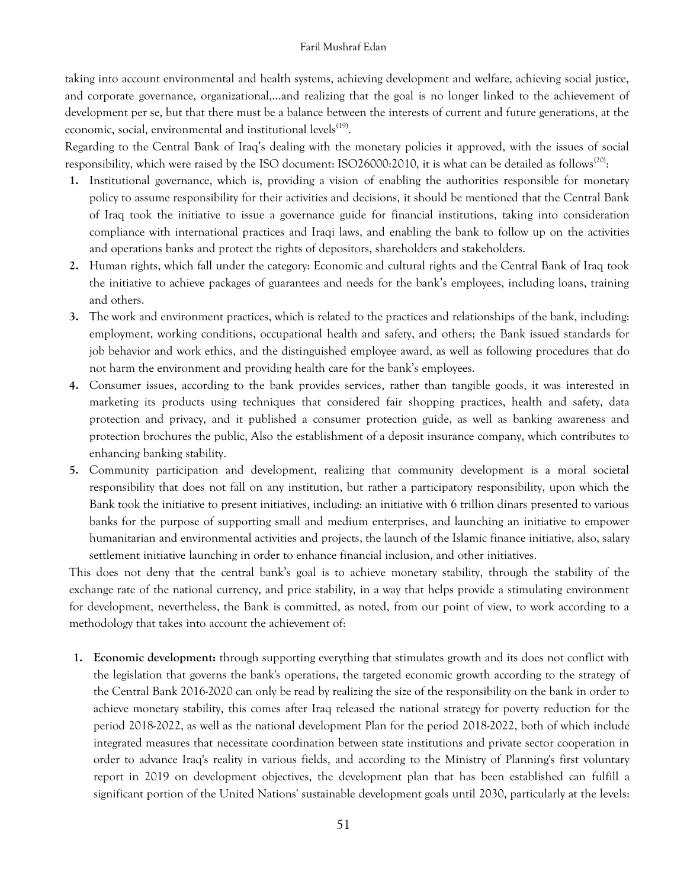taking into account environmental and health systems, achieving development and welfare, achieving social justice, and corporate governance, organizational,…and realizing that the goal is no longer linked to the achievement of development per se, but that there must be a balance between the interests of current and future generations, at the economic, social, environmental and institutional levels[19].

Regarding to the Central Bank of Iraq's dealing with the monetary policies it approved, with the issues of social responsibility, which were raised by the ISO document: ISO26000:2010, it is what can be detailed as follows[20]:

1. Institutional governance, which is, providing a vision of enabling the authorities responsible for monetary policy to assume responsibility for their activities and decisions, it should be mentioned that the Central Bank of Iraq took the initiative to issue a governance guide for financial institutions, taking into consideration compliance with international practices and Iraqi laws, and enabling the bank to follow up on the activities and operations banks and protect the rights of depositors, shareholders and stakeholders.
2. Human rights, which fall under the category: Economic and cultural rights and the Central Bank of Iraq took the initiative to achieve packages of guarantees and needs for the bank's employees, including loans, training and others.
3. The work and environment practices, which is related to the practices and relationships of the bank, including: employment, working conditions, occupational health and safety, and others; the Bank issued standards for job behavior and work ethics, and the distinguished employee award, as well as following procedures that do not harm the environment and providing health care for the bank's employees.
4. Consumer issues, according to the bank provides services, rather than tangible goods, it was interested in marketing its products using techniques that considered fair shopping practices, health and safety, data protection and privacy, and it published a consumer protection guide, as well as banking awareness and protection brochures the public, Also the establishment of a deposit insurance company, which contributes to enhancing banking stability.
5. Community participation and development, realizing that community development is a moral societal responsibility that does not fall on any institution, but rather a participatory responsibility, upon which the Bank took the initiative to present initiatives, including: an initiative with 6 trillion dinars presented to various banks for the purpose of supporting small and medium enterprises, and launching an initiative to empower humanitarian and environmental activities and projects, the launch of the Islamic finance initiative, also, salary settlement initiative launching in order to enhance financial inclusion, and other initiatives.

This does not deny that the central bank's goal is to achieve monetary stability, through the stability of the exchange rate of the national currency, and price stability, in a way that helps provide a stimulating environment for development, nevertheless, the Bank is committed, as noted, from our point of view, to work according to a methodology that takes into account the achievement of:

1. **Economic development:** through supporting everything that stimulates growth and its does not conflict with the legislation that governs the bank's operations, the targeted economic growth according to the strategy of the Central Bank 2016-2020 can only be read by realizing the size of the responsibility on the bank in order to achieve monetary stability, this comes after Iraq released the national strategy for poverty reduction for the period 2018-2022, as well as the national development Plan for the period 2018-2022, both of which include integrated measures that necessitate coordination between state institutions and private sector cooperation in order to advance Iraq's reality in various fields, and according to the Ministry of Planning's first voluntary report in 2019 on development objectives, the development plan that has been established can fulfill a significant portion of the United Nations' sustainable development goals until 2030, particularly at the levels: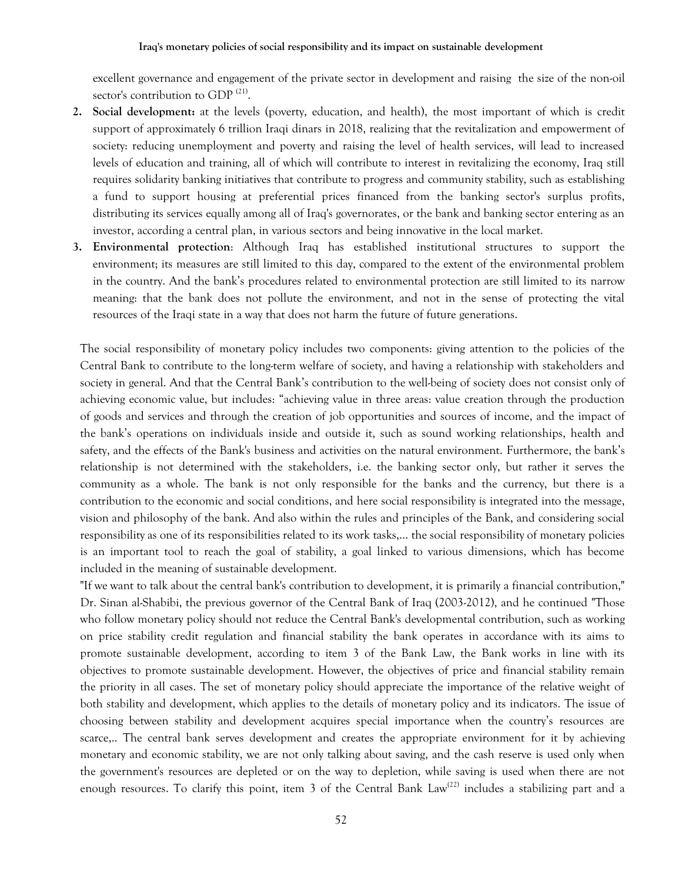excellent governance and engagement of the private sector in development and raising the size of the non-oil sector's contribution to GDP [21].

2. **Social development:** at the levels (poverty, education, and health), the most important of which is credit support of approximately 6 trillion Iraqi dinars in 2018, realizing that the revitalization and empowerment of society: reducing unemployment and poverty and raising the level of health services, will lead to increased levels of education and training, all of which will contribute to interest in revitalizing the economy, Iraq still requires solidarity banking initiatives that contribute to progress and community stability, such as establishing a fund to support housing at preferential prices financed from the banking sector's surplus profits, distributing its services equally among all of Iraq's governorates, or the bank and banking sector entering as an investor, according a central plan, in various sectors and being innovative in the local market.
3. **Environmental protection**: Although Iraq has established institutional structures to support the environment; its measures are still limited to this day, compared to the extent of the environmental problem in the country. And the bank's procedures related to environmental protection are still limited to its narrow meaning: that the bank does not pollute the environment, and not in the sense of protecting the vital resources of the Iraqi state in a way that does not harm the future of future generations.

The social responsibility of monetary policy includes two components: giving attention to the policies of the Central Bank to contribute to the long-term welfare of society, and having a relationship with stakeholders and society in general. And that the Central Bank's contribution to the well-being of society does not consist only of achieving economic value, but includes: "achieving value in three areas: value creation through the production of goods and services and through the creation of job opportunities and sources of income, and the impact of the bank's operations on individuals inside and outside it, such as sound working relationships, health and safety, and the effects of the Bank's business and activities on the natural environment. Furthermore, the bank's relationship is not determined with the stakeholders, i.e. the banking sector only, but rather it serves the community as a whole. The bank is not only responsible for the banks and the currency, but there is a contribution to the economic and social conditions, and here social responsibility is integrated into the message, vision and philosophy of the bank. And also within the rules and principles of the Bank, and considering social responsibility as one of its responsibilities related to its work tasks,... the social responsibility of monetary policies is an important tool to reach the goal of stability, a goal linked to various dimensions, which has become included in the meaning of sustainable development.

"If we want to talk about the central bank's contribution to development, it is primarily a financial contribution," Dr. Sinan al-Shabibi, the previous governor of the Central Bank of Iraq (2003-2012), and he continued "Those who follow monetary policy should not reduce the Central Bank's developmental contribution, such as working on price stability credit regulation and financial stability the bank operates in accordance with its aims to promote sustainable development, according to item 3 of the Bank Law, the Bank works in line with its objectives to promote sustainable development. However, the objectives of price and financial stability remain the priority in all cases. The set of monetary policy should appreciate the importance of the relative weight of both stability and development, which applies to the details of monetary policy and its indicators. The issue of choosing between stability and development acquires special importance when the country's resources are scarce,.. The central bank serves development and creates the appropriate environment for it by achieving monetary and economic stability, we are not only talking about saving, and the cash reserve is used only when the government's resources are depleted or on the way to depletion, while saving is used when there are not enough resources. To clarify this point, item 3 of the Central Bank Law[22] includes a stabilizing part and a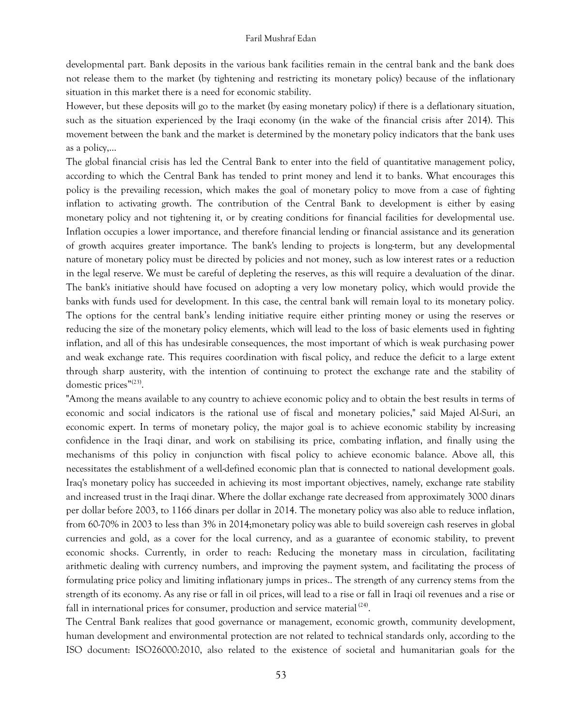developmental part. Bank deposits in the various bank facilities remain in the central bank and the bank does not release them to the market (by tightening and restricting its monetary policy) because of the inflationary situation in this market there is a need for economic stability.

However, but these deposits will go to the market (by easing monetary policy) if there is a deflationary situation, such as the situation experienced by the Iraqi economy (in the wake of the financial crisis after 2014). This movement between the bank and the market is determined by the monetary policy indicators that the bank uses as a policy,...

The global financial crisis has led the Central Bank to enter into the field of quantitative management policy, according to which the Central Bank has tended to print money and lend it to banks. What encourages this policy is the prevailing recession, which makes the goal of monetary policy to move from a case of fighting inflation to activating growth. The contribution of the Central Bank to development is either by easing monetary policy and not tightening it, or by creating conditions for financial facilities for developmental use. Inflation occupies a lower importance, and therefore financial lending or financial assistance and its generation of growth acquires greater importance. The bank's lending to projects is long-term, but any developmental nature of monetary policy must be directed by policies and not money, such as low interest rates or a reduction in the legal reserve. We must be careful of depleting the reserves, as this will require a devaluation of the dinar. The bank's initiative should have focused on adopting a very low monetary policy, which would provide the banks with funds used for development. In this case, the central bank will remain loyal to its monetary policy. The options for the central bank's lending initiative require either printing money or using the reserves or reducing the size of the monetary policy elements, which will lead to the loss of basic elements used in fighting inflation, and all of this has undesirable consequences, the most important of which is weak purchasing power and weak exchange rate. This requires coordination with fiscal policy, and reduce the deficit to a large extent through sharp austerity, with the intention of continuing to protect the exchange rate and the stability of domestic prices"[23].

"Among the means available to any country to achieve economic policy and to obtain the best results in terms of economic and social indicators is the rational use of fiscal and monetary policies," said Majed Al-Suri, an economic expert. In terms of monetary policy, the major goal is to achieve economic stability by increasing confidence in the Iraqi dinar, and work on stabilising its price, combating inflation, and finally using the mechanisms of this policy in conjunction with fiscal policy to achieve economic balance. Above all, this necessitates the establishment of a well-defined economic plan that is connected to national development goals. Iraq's monetary policy has succeeded in achieving its most important objectives, namely, exchange rate stability and increased trust in the Iraqi dinar. Where the dollar exchange rate decreased from approximately 3000 dinars per dollar before 2003, to 1166 dinars per dollar in 2014. The monetary policy was also able to reduce inflation, from 60-70% in 2003 to less than 3% in 2014;monetary policy was able to build sovereign cash reserves in global currencies and gold, as a cover for the local currency, and as a guarantee of economic stability, to prevent economic shocks. Currently, in order to reach: Reducing the monetary mass in circulation, facilitating arithmetic dealing with currency numbers, and improving the payment system, and facilitating the process of formulating price policy and limiting inflationary jumps in prices.. The strength of any currency stems from the strength of its economy. As any rise or fall in oil prices, will lead to a rise or fall in Iraqi oil revenues and a rise or fall in international prices for consumer, production and service material[24].

The Central Bank realizes that good governance or management, economic growth, community development, human development and environmental protection are not related to technical standards only, according to the ISO document: ISO26000:2010, also related to the existence of societal and humanitarian goals for the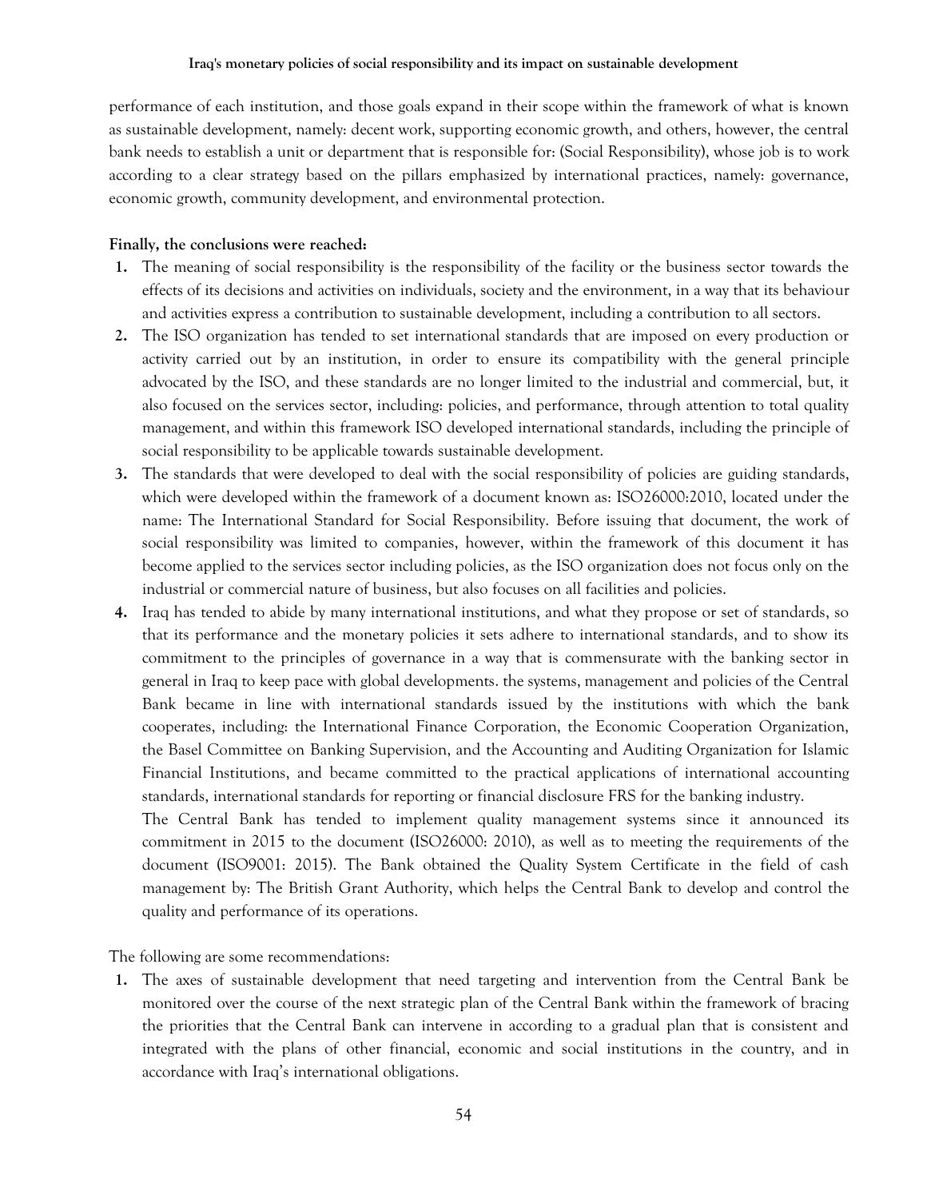performance of each institution, and those goals expand in their scope within the framework of what is known as sustainable development, namely: decent work, supporting economic growth, and others, however, the central bank needs to establish a unit or department that is responsible for: (Social Responsibility), whose job is to work according to a clear strategy based on the pillars emphasized by international practices, namely: governance, economic growth, community development, and environmental protection.

**Finally, the conclusions were reached:**

1. The meaning of social responsibility is the responsibility of the facility or the business sector towards the effects of its decisions and activities on individuals, society and the environment, in a way that its behaviour and activities express a contribution to sustainable development, including a contribution to all sectors.
2. The ISO organization has tended to set international standards that are imposed on every production or activity carried out by an institution, in order to ensure its compatibility with the general principle advocated by the ISO, and these standards are no longer limited to the industrial and commercial, but, it also focused on the services sector, including: policies, and performance, through attention to total quality management, and within this framework ISO developed international standards, including the principle of social responsibility to be applicable towards sustainable development.
3. The standards that were developed to deal with the social responsibility of policies are guiding standards, which were developed within the framework of a document known as: ISO26000:2010, located under the name: The International Standard for Social Responsibility. Before issuing that document, the work of social responsibility was limited to companies, however, within the framework of this document it has become applied to the services sector including policies, as the ISO organization does not focus only on the industrial or commercial nature of business, but also focuses on all facilities and policies.
4. Iraq has tended to abide by many international institutions, and what they propose or set of standards, so that its performance and the monetary policies it sets adhere to international standards, and to show its commitment to the principles of governance in a way that is commensurate with the banking sector in general in Iraq to keep pace with global developments. the systems, management and policies of the Central Bank became in line with international standards issued by the institutions with which the bank cooperates, including: the International Finance Corporation, the Economic Cooperation Organization, the Basel Committee on Banking Supervision, and the Accounting and Auditing Organization for Islamic Financial Institutions, and became committed to the practical applications of international accounting standards, international standards for reporting or financial disclosure FRS for the banking industry.

   The Central Bank has tended to implement quality management systems since it announced its commitment in 2015 to the document (ISO26000: 2010), as well as to meeting the requirements of the document (ISO9001: 2015). The Bank obtained the Quality System Certificate in the field of cash management by: The British Grant Authority, which helps the Central Bank to develop and control the quality and performance of its operations.

The following are some recommendations:

1. The axes of sustainable development that need targeting and intervention from the Central Bank be monitored over the course of the next strategic plan of the Central Bank within the framework of bracing the priorities that the Central Bank can intervene in according to a gradual plan that is consistent and integrated with the plans of other financial, economic and social institutions in the country, and in accordance with Iraq's international obligations.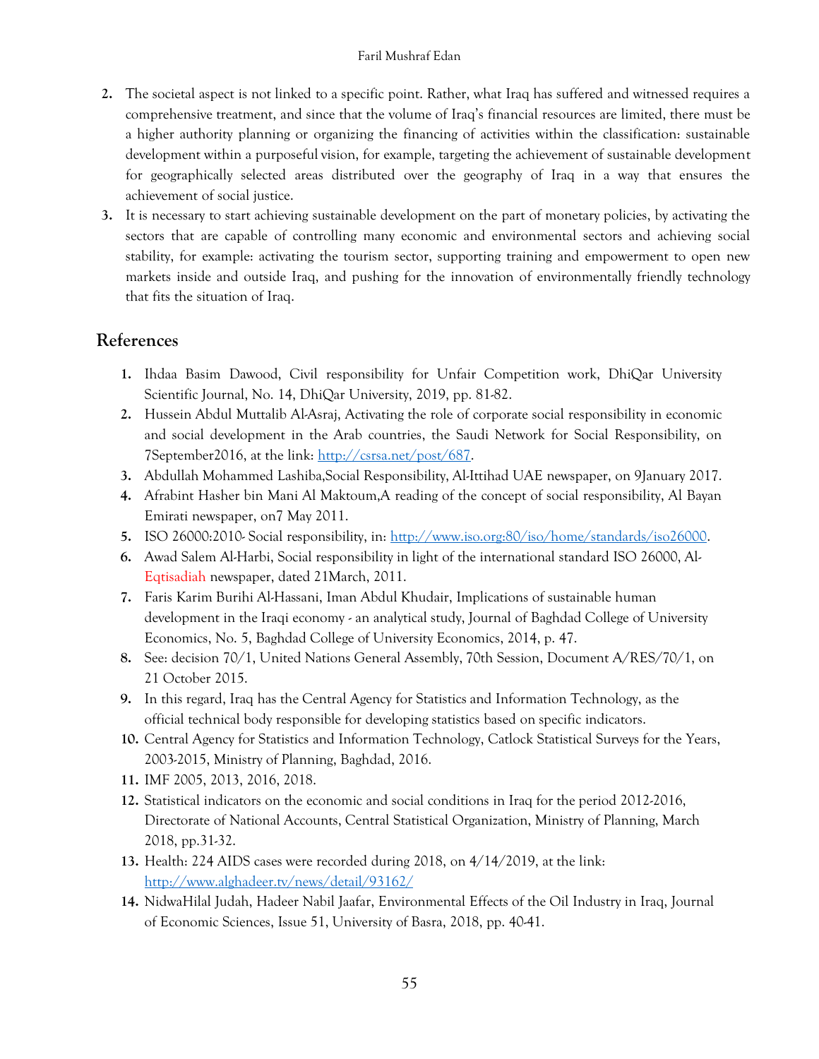2. The societal aspect is not linked to a specific point. Rather, what Iraq has suffered and witnessed requires a comprehensive treatment, and since that the volume of Iraq's financial resources are limited, there must be a higher authority planning or organizing the financing of activities within the classification: sustainable development within a purposeful vision, for example, targeting the achievement of sustainable development for geographically selected areas distributed over the geography of Iraq in a way that ensures the achievement of social justice.
3. It is necessary to start achieving sustainable development on the part of monetary policies, by activating the sectors that are capable of controlling many economic and environmental sectors and achieving social stability, for example: activating the tourism sector, supporting training and empowerment to open new markets inside and outside Iraq, and pushing for the innovation of environmentally friendly technology that fits the situation of Iraq.

## References

1. Ihdaa Basim Dawood, Civil responsibility for Unfair Competition work, DhiQar University Scientific Journal, No. 14, DhiQar University, 2019, pp. 81-82.
2. Hussein Abdul Muttalib Al-Asraj, Activating the role of corporate social responsibility in economic and social development in the Arab countries, the Saudi Network for Social Responsibility, on 7September2016, at the link: http://csrsa.net/post/687.
3. Abdullah Mohammed Lashiba,Social Responsibility, Al-Ittihad UAE newspaper, on 9January 2017.
4. Afrabint Hasher bin Mani Al Maktoum,A reading of the concept of social responsibility, Al Bayan Emirati newspaper, on7 May 2011.
5. ISO 26000:2010- Social responsibility, in: http://www.iso.org:80/iso/home/standards/iso26000.
6. Awad Salem Al-Harbi, Social responsibility in light of the international standard ISO 26000, Al-Eqtisadiah newspaper, dated 21March, 2011.
7. Faris Karim Burihi Al-Hassani, Iman Abdul Khudair, Implications of sustainable human development in the Iraqi economy - an analytical study, Journal of Baghdad College of University Economics, No. 5, Baghdad College of University Economics, 2014, p. 47.
8. See: decision 70/1, United Nations General Assembly, 70th Session, Document A/RES/70/1, on 21 October 2015.
9. In this regard, Iraq has the Central Agency for Statistics and Information Technology, as the official technical body responsible for developing statistics based on specific indicators.
10. Central Agency for Statistics and Information Technology, Catlock Statistical Surveys for the Years, 2003-2015, Ministry of Planning, Baghdad, 2016.
11. IMF 2005, 2013, 2016, 2018.
12. Statistical indicators on the economic and social conditions in Iraq for the period 2012-2016, Directorate of National Accounts, Central Statistical Organization, Ministry of Planning, March 2018, pp.31-32.
13. Health: 224 AIDS cases were recorded during 2018, on 4/14/2019, at the link: http://www.alghadeer.tv/news/detail/93162/
14. NidwaHilal Judah, Hadeer Nabil Jaafar, Environmental Effects of the Oil Industry in Iraq, Journal of Economic Sciences, Issue 51, University of Basra, 2018, pp. 40-41.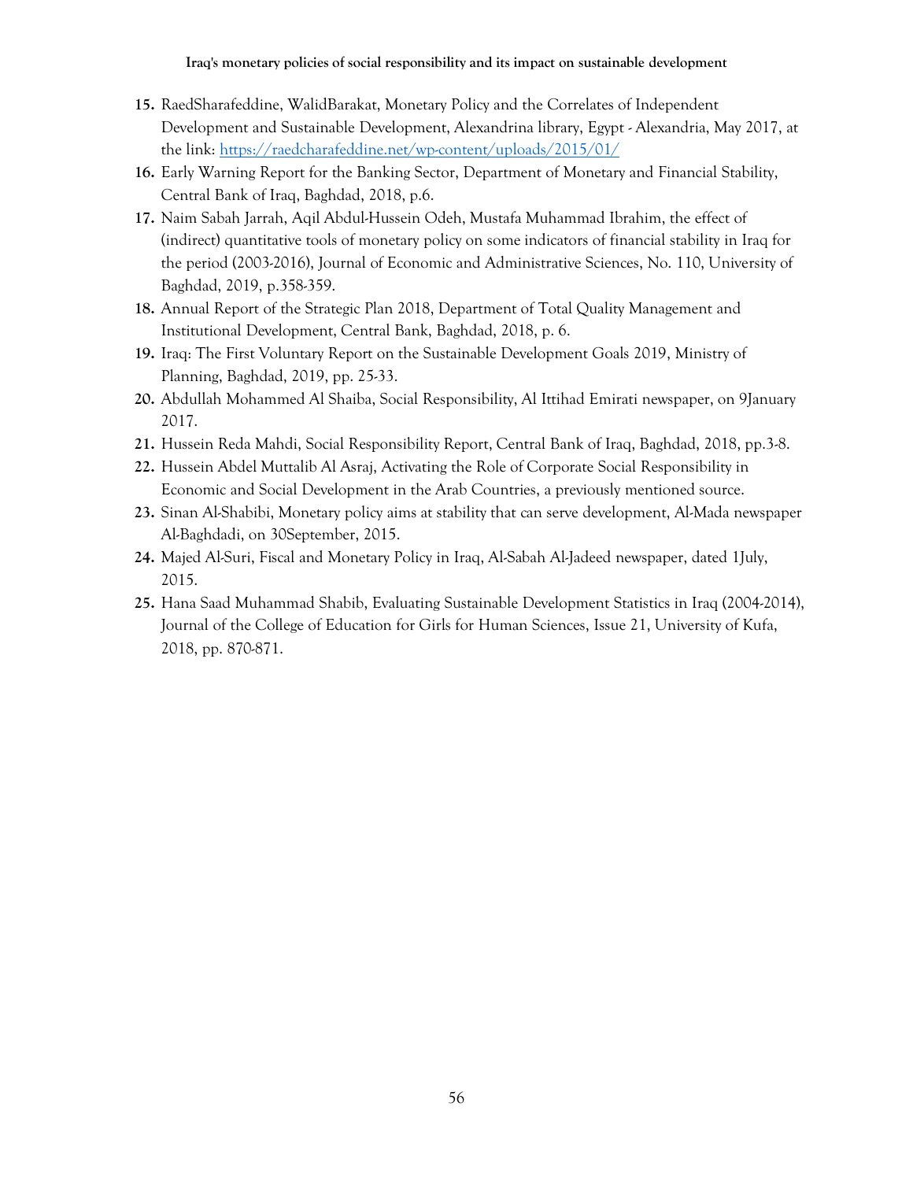15. RaedSharafeddine, WalidBarakat, Monetary Policy and the Correlates of Independent Development and Sustainable Development, Alexandrina library, Egypt - Alexandria, May 2017, at the link: https://raedcharafeddine.net/wp-content/uploads/2015/01/
16. Early Warning Report for the Banking Sector, Department of Monetary and Financial Stability, Central Bank of Iraq, Baghdad, 2018, p.6.
17. Naim Sabah Jarrah, Aqil Abdul-Hussein Odeh, Mustafa Muhammad Ibrahim, the effect of (indirect) quantitative tools of monetary policy on some indicators of financial stability in Iraq for the period (2003-2016), Journal of Economic and Administrative Sciences, No. 110, University of Baghdad, 2019, p.358-359.
18. Annual Report of the Strategic Plan 2018, Department of Total Quality Management and Institutional Development, Central Bank, Baghdad, 2018, p. 6.
19. Iraq: The First Voluntary Report on the Sustainable Development Goals 2019, Ministry of Planning, Baghdad, 2019, pp. 25-33.
20. Abdullah Mohammed Al Shaiba, Social Responsibility, Al Ittihad Emirati newspaper, on 9January 2017.
21. Hussein Reda Mahdi, Social Responsibility Report, Central Bank of Iraq, Baghdad, 2018, pp.3-8.
22. Hussein Abdel Muttalib Al Asraj, Activating the Role of Corporate Social Responsibility in Economic and Social Development in the Arab Countries, a previously mentioned source.
23. Sinan Al-Shabibi, Monetary policy aims at stability that can serve development, Al-Mada newspaper Al-Baghdadi, on 30September, 2015.
24. Majed Al-Suri, Fiscal and Monetary Policy in Iraq, Al-Sabah Al-Jadeed newspaper, dated 1July, 2015.
25. Hana Saad Muhammad Shabib, Evaluating Sustainable Development Statistics in Iraq (2004-2014), Journal of the College of Education for Girls for Human Sciences, Issue 21, University of Kufa, 2018, pp. 870-871.